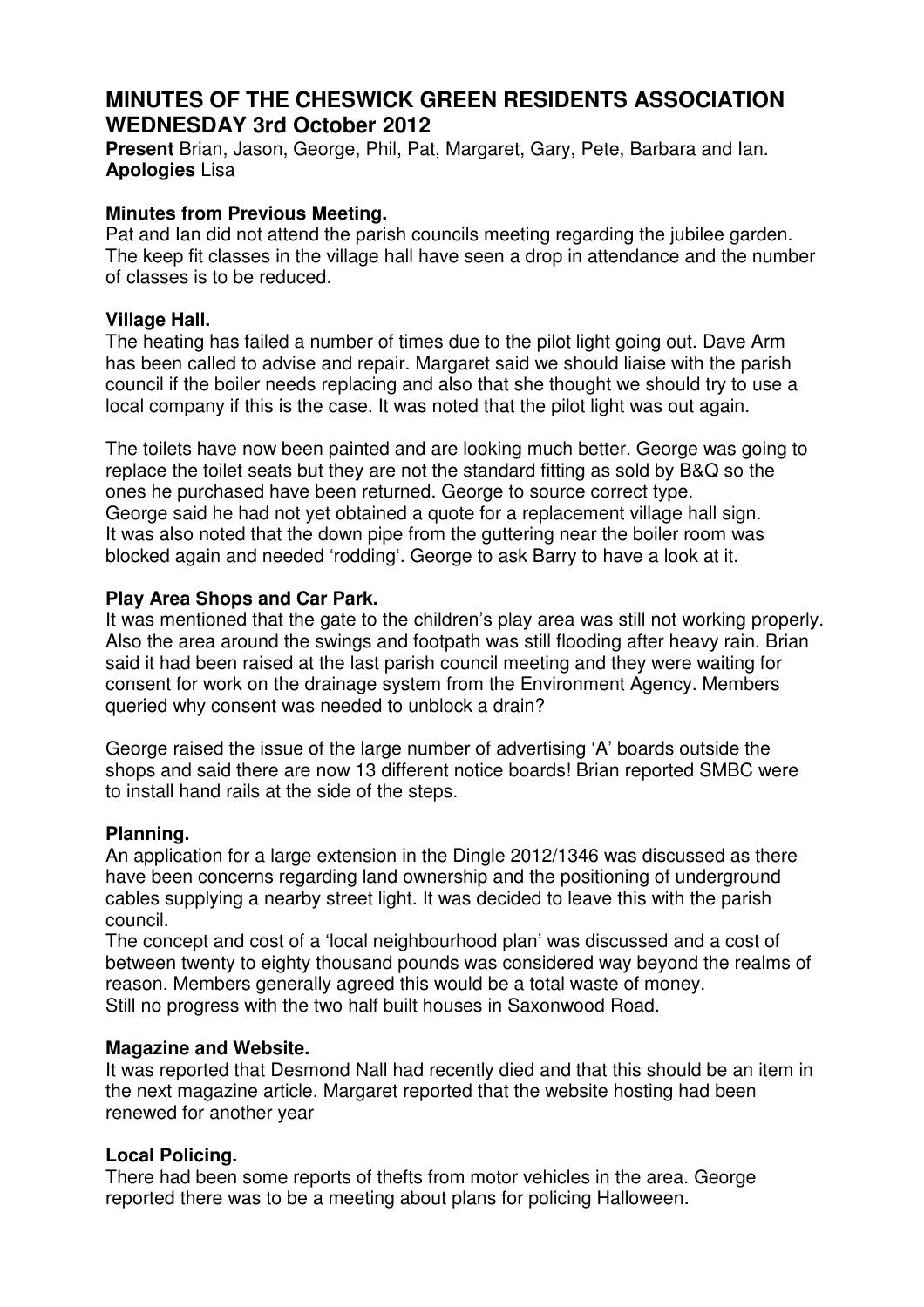# MINUTES OF THE CHESWICK GREEN RESIDENTS ASSOCIATION WEDNESDAY 3rd October 2012

**Present** Brian, Jason, George, Phil, Pat, Margaret, Gary, Pete, Barbara and Ian.
**Apologies** Lisa

### Minutes from Previous Meeting.

Pat and Ian did not attend the parish councils meeting regarding the jubilee garden. The keep fit classes in the village hall have seen a drop in attendance and the number of classes is to be reduced.

### Village Hall.

The heating has failed a number of times due to the pilot light going out. Dave Arm has been called to advise and repair. Margaret said we should liaise with the parish council if the boiler needs replacing and also that she thought we should try to use a local company if this is the case. It was noted that the pilot light was out again.

The toilets have now been painted and are looking much better. George was going to replace the toilet seats but they are not the standard fitting as sold by B&Q so the ones he purchased have been returned. George to source correct type.
George said he had not yet obtained a quote for a replacement village hall sign.
It was also noted that the down pipe from the guttering near the boiler room was blocked again and needed 'rodding'. George to ask Barry to have a look at it.

### Play Area Shops and Car Park.

It was mentioned that the gate to the children's play area was still not working properly. Also the area around the swings and footpath was still flooding after heavy rain. Brian said it had been raised at the last parish council meeting and they were waiting for consent for work on the drainage system from the Environment Agency. Members queried why consent was needed to unblock a drain?

George raised the issue of the large number of advertising 'A' boards outside the shops and said there are now 13 different notice boards! Brian reported SMBC were to install hand rails at the side of the steps.

### Planning.

An application for a large extension in the Dingle 2012/1346 was discussed as there have been concerns regarding land ownership and the positioning of underground cables supplying a nearby street light. It was decided to leave this with the parish council.
The concept and cost of a 'local neighbourhood plan' was discussed and a cost of between twenty to eighty thousand pounds was considered way beyond the realms of reason. Members generally agreed this would be a total waste of money.
Still no progress with the two half built houses in Saxonwood Road.

### Magazine and Website.

It was reported that Desmond Nall had recently died and that this should be an item in the next magazine article. Margaret reported that the website hosting had been renewed for another year

### Local Policing.

There had been some reports of thefts from motor vehicles in the area. George reported there was to be a meeting about plans for policing Halloween.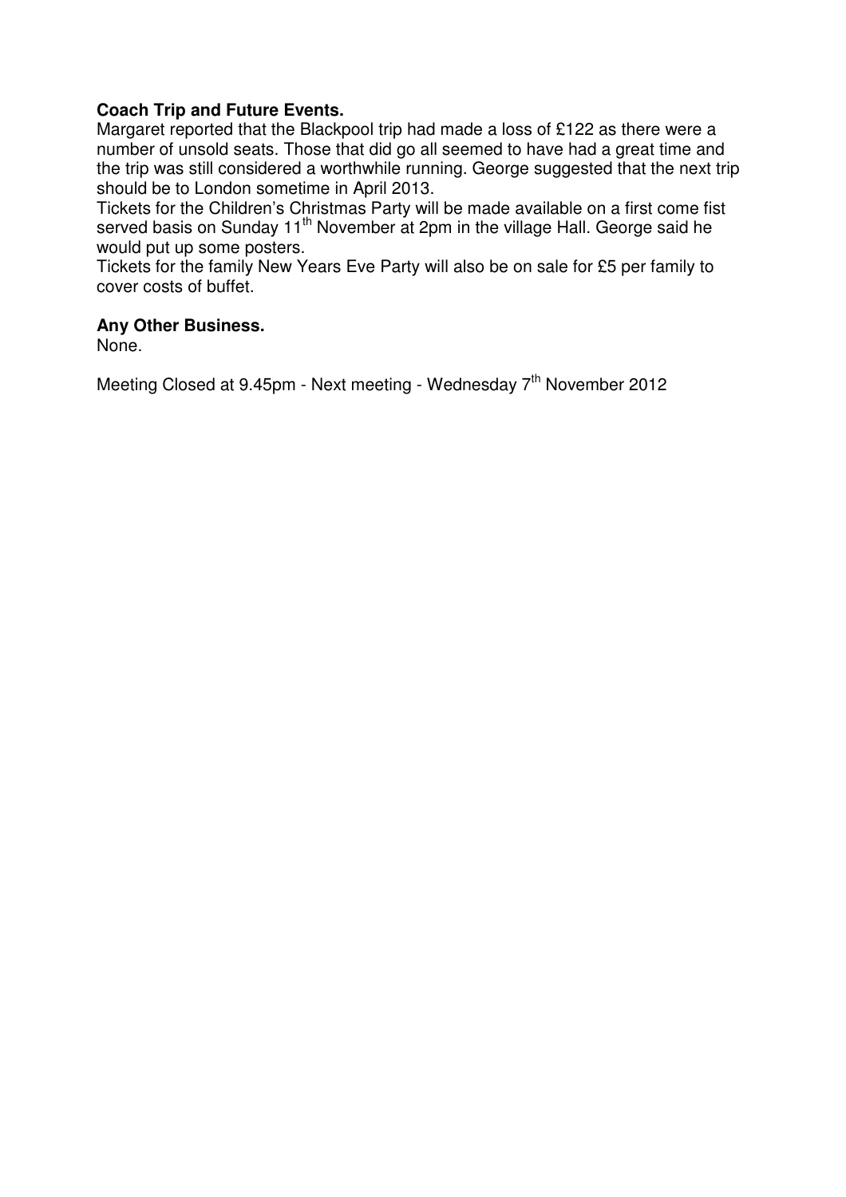**Coach Trip and Future Events.**

Margaret reported that the Blackpool trip had made a loss of £122 as there were a number of unsold seats. Those that did go all seemed to have had a great time and the trip was still considered a worthwhile running. George suggested that the next trip should be to London sometime in April 2013.

Tickets for the Children's Christmas Party will be made available on a first come fist served basis on Sunday 11th November at 2pm in the village Hall. George said he would put up some posters.

Tickets for the family New Years Eve Party will also be on sale for £5 per family to cover costs of buffet.

**Any Other Business.**

None.

Meeting Closed at 9.45pm - Next meeting - Wednesday 7th November 2012